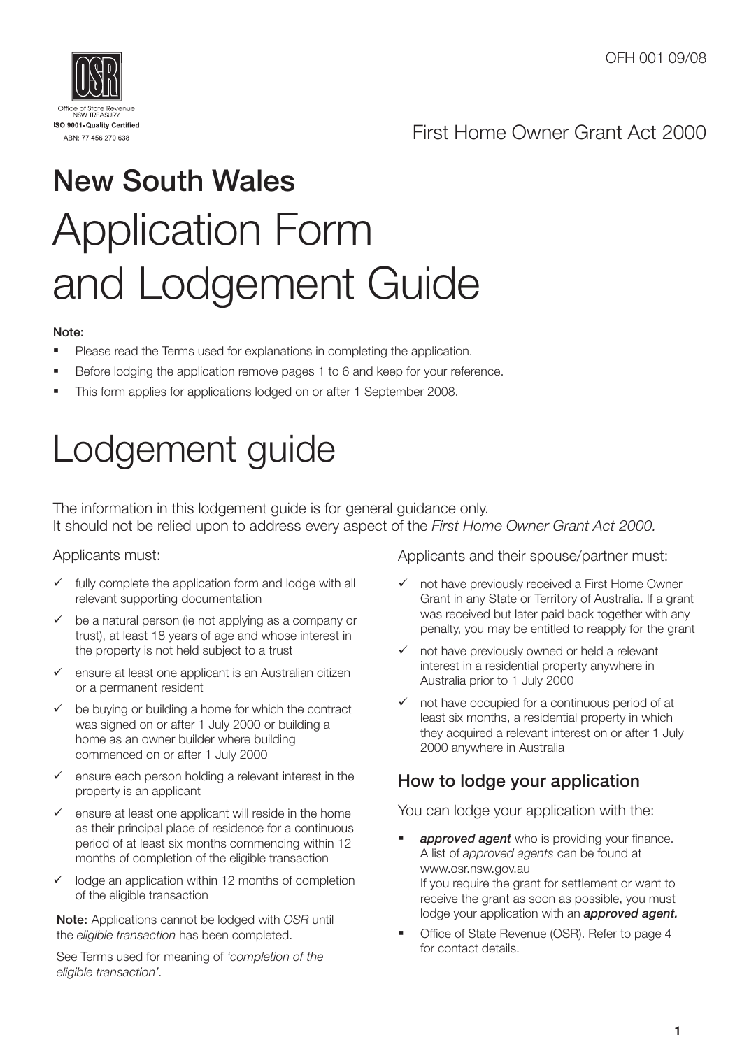OFH 001 09/08

Office of State Revenue
NSW TREASURY
ISO 9001 • Quality Certified
ABN: 77 456 270 638

First Home Owner Grant Act 2000

# New South Wales

# Application Form and Lodgement Guide

**Note:**

- Please read the Terms used for explanations in completing the application.
- Before lodging the application remove pages 1 to 6 and keep for your reference.
- This form applies for applications lodged on or after 1 September 2008.

# Lodgement guide

The information in this lodgement guide is for general guidance only.
It should not be relied upon to address every aspect of the *First Home Owner Grant Act 2000.*

Applicants must:

- ✓ fully complete the application form and lodge with all relevant supporting documentation
- ✓ be a natural person (ie not applying as a company or trust), at least 18 years of age and whose interest in the property is not held subject to a trust
- ✓ ensure at least one applicant is an Australian citizen or a permanent resident
- ✓ be buying or building a home for which the contract was signed on or after 1 July 2000 or building a home as an owner builder where building commenced on or after 1 July 2000
- ✓ ensure each person holding a relevant interest in the property is an applicant
- ✓ ensure at least one applicant will reside in the home as their principal place of residence for a continuous period of at least six months commencing within 12 months of completion of the eligible transaction
- ✓ lodge an application within 12 months of completion of the eligible transaction

**Note:** Applications cannot be lodged with *OSR* until the *eligible transaction* has been completed.

See Terms used for meaning of *'completion of the eligible transaction'*.

Applicants and their spouse/partner must:

- ✓ not have previously received a First Home Owner Grant in any State or Territory of Australia. If a grant was received but later paid back together with any penalty, you may be entitled to reapply for the grant
- ✓ not have previously owned or held a relevant interest in a residential property anywhere in Australia prior to 1 July 2000
- ✓ not have occupied for a continuous period of at least six months, a residential property in which they acquired a relevant interest on or after 1 July 2000 anywhere in Australia

## How to lodge your application

You can lodge your application with the:

- ***approved agent*** who is providing your finance. A list of *approved agents* can be found at www.osr.nsw.gov.au
  If you require the grant for settlement or want to receive the grant as soon as possible, you must lodge your application with an ***approved agent.***
- Office of State Revenue (OSR). Refer to page 4 for contact details.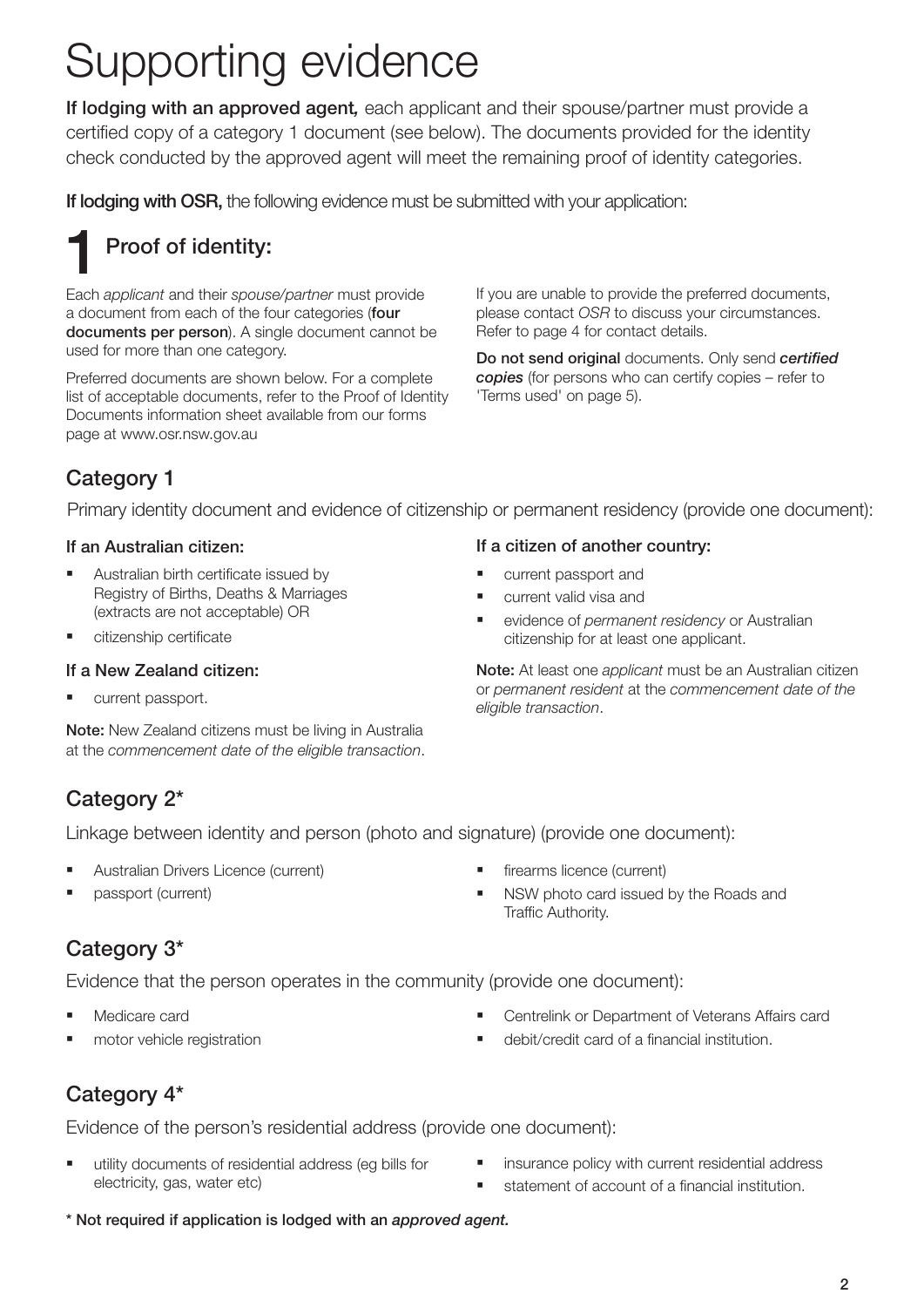# Supporting evidence

**If lodging with an approved agent,** each applicant and their spouse/partner must provide a certified copy of a category 1 document (see below). The documents provided for the identity check conducted by the approved agent will meet the remaining proof of identity categories.

**If lodging with OSR,** the following evidence must be submitted with your application:

## 1 Proof of identity:

Each *applicant* and their *spouse/partner* must provide a document from each of the four categories (**four documents per person**). A single document cannot be used for more than one category.

Preferred documents are shown below. For a complete list of acceptable documents, refer to the Proof of Identity Documents information sheet available from our forms page at www.osr.nsw.gov.au

If you are unable to provide the preferred documents, please contact *OSR* to discuss your circumstances. Refer to page 4 for contact details.

**Do not send original** documents. Only send ***certified copies*** (for persons who can certify copies – refer to 'Terms used' on page 5).

### Category 1

Primary identity document and evidence of citizenship or permanent residency (provide one document):

**If an Australian citizen:**

- Australian birth certificate issued by Registry of Births, Deaths & Marriages (extracts are not acceptable) OR
- citizenship certificate

**If a New Zealand citizen:**

- current passport.

**Note:** New Zealand citizens must be living in Australia at the *commencement date of the eligible transaction*.

**If a citizen of another country:**

- current passport and
- current valid visa and
- evidence of *permanent residency* or Australian citizenship for at least one applicant.

**Note:** At least one *applicant* must be an Australian citizen or *permanent resident* at the *commencement date of the eligible transaction*.

### Category 2*

Linkage between identity and person (photo and signature) (provide one document):

- Australian Drivers Licence (current)
- passport (current)
- firearms licence (current)
- NSW photo card issued by the Roads and Traffic Authority.

### Category 3*

Evidence that the person operates in the community (provide one document):

- Medicare card
- motor vehicle registration
- Centrelink or Department of Veterans Affairs card
- debit/credit card of a financial institution.

### Category 4*

Evidence of the person's residential address (provide one document):

- utility documents of residential address (eg bills for electricity, gas, water etc)
- insurance policy with current residential address
- statement of account of a financial institution.

**\* Not required if application is lodged with an *approved agent.***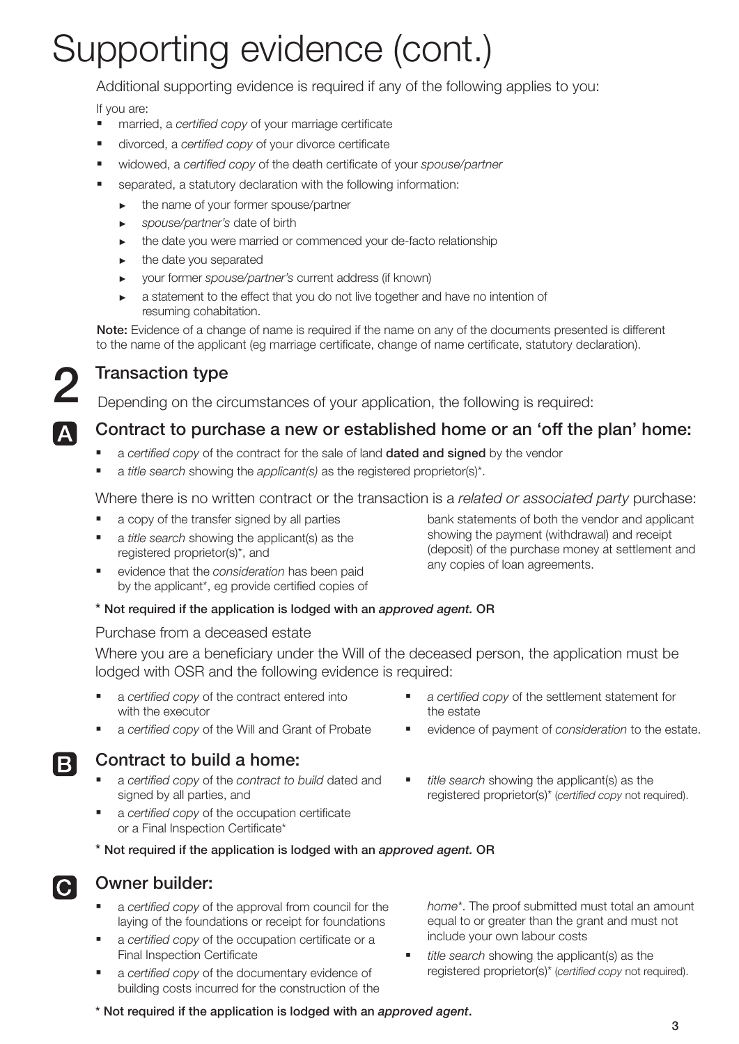# Supporting evidence (cont.)

Additional supporting evidence is required if any of the following applies to you:

If you are:

- married, a *certified copy* of your marriage certificate
- divorced, a *certified copy* of your divorce certificate
- widowed, a *certified copy* of the death certificate of your *spouse/partner*
- separated, a statutory declaration with the following information:
  - the name of your former spouse/partner
  - *spouse/partner's* date of birth
  - the date you were married or commenced your de-facto relationship
  - the date you separated
  - your former *spouse/partner's* current address (if known)
  - a statement to the effect that you do not live together and have no intention of resuming cohabitation.

**Note:** Evidence of a change of name is required if the name on any of the documents presented is different to the name of the applicant (eg marriage certificate, change of name certificate, statutory declaration).

## 2 Transaction type

Depending on the circumstances of your application, the following is required:

### A Contract to purchase a new or established home or an 'off the plan' home:

- a *certified copy* of the contract for the sale of land **dated and signed** by the vendor
- a *title search* showing the *applicant(s)* as the registered proprietor(s)*.

Where there is no written contract or the transaction is a *related or associated party* purchase:

- a copy of the transfer signed by all parties
- a *title search* showing the applicant(s) as the registered proprietor(s)*, and
- evidence that the *consideration* has been paid by the applicant*, eg provide certified copies of bank statements of both the vendor and applicant showing the payment (withdrawal) and receipt (deposit) of the purchase money at settlement and any copies of loan agreements.

**\* Not required if the application is lodged with an *approved agent.* OR**

Purchase from a deceased estate

Where you are a beneficiary under the Will of the deceased person, the application must be lodged with OSR and the following evidence is required:

- a *certified copy* of the contract entered into with the executor
- a *certified copy* of the Will and Grant of Probate
- *a certified copy* of the settlement statement for the estate
- evidence of payment of *consideration* to the estate.

### B Contract to build a home:

- a *certified copy* of the *contract to build* dated and signed by all parties, and
- a *certified copy* of the occupation certificate or a Final Inspection Certificate*
- *title search* showing the applicant(s) as the registered proprietor(s)* (*certified copy* not required).

**\* Not required if the application is lodged with an *approved agent.* OR**

### C Owner builder:

- a *certified copy* of the approval from council for the laying of the foundations or receipt for foundations
- a *certified copy* of the occupation certificate or a Final Inspection Certificate
- a *certified copy* of the documentary evidence of building costs incurred for the construction of the *home**. The proof submitted must total an amount equal to or greater than the grant and must not include your own labour costs
- *title search* showing the applicant(s) as the registered proprietor(s)* (*certified copy* not required).

**\* Not required if the application is lodged with an *approved agent*.**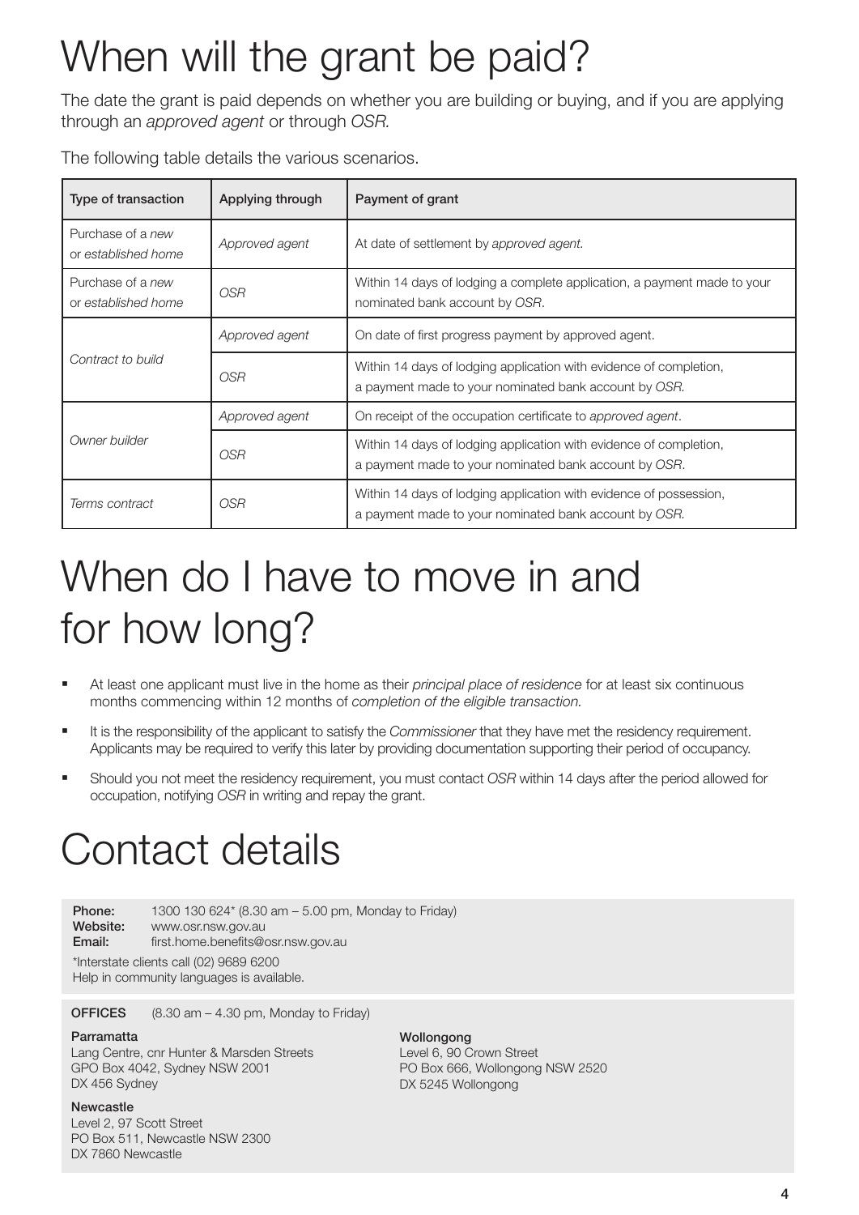# When will the grant be paid?

The date the grant is paid depends on whether you are building or buying, and if you are applying through an *approved agent* or through *OSR.*

The following table details the various scenarios.

| Type of transaction | Applying through | Payment of grant |
|---|---|---|
| Purchase of a *new* or *established home* | *Approved agent* | At date of settlement by *approved agent.* |
| Purchase of a *new* or *established home* | *OSR* | Within 14 days of lodging a complete application, a payment made to your nominated bank account by *OSR*. |
| *Contract to build* | *Approved agent* | On date of first progress payment by approved agent. |
| | *OSR* | Within 14 days of lodging application with evidence of completion, a payment made to your nominated bank account by *OSR.* |
| *Owner builder* | *Approved agent* | On receipt of the occupation certificate to *approved agent*. |
| | *OSR* | Within 14 days of lodging application with evidence of completion, a payment made to your nominated bank account by *OSR*. |
| *Terms contract* | *OSR* | Within 14 days of lodging application with evidence of possession, a payment made to your nominated bank account by *OSR.* |

# When do I have to move in and for how long?

- At least one applicant must live in the home as their *principal place of residence* for at least six continuous months commencing within 12 months of *completion of the eligible transaction.*
- It is the responsibility of the applicant to satisfy the *Commissioner* that they have met the residency requirement. Applicants may be required to verify this later by providing documentation supporting their period of occupancy.
- Should you not meet the residency requirement, you must contact *OSR* within 14 days after the period allowed for occupation, notifying *OSR* in writing and repay the grant.

# Contact details

**Phone:** 1300 130 624* (8.30 am – 5.00 pm, Monday to Friday)
**Website:** www.osr.nsw.gov.au
**Email:** first.home.benefits@osr.nsw.gov.au

*Interstate clients call (02) 9689 6200
Help in community languages is available.

**OFFICES** (8.30 am – 4.30 pm, Monday to Friday)

**Parramatta**
Lang Centre, cnr Hunter & Marsden Streets
GPO Box 4042, Sydney NSW 2001
DX 456 Sydney

**Newcastle**
Level 2, 97 Scott Street
PO Box 511, Newcastle NSW 2300
DX 7860 Newcastle

**Wollongong**
Level 6, 90 Crown Street
PO Box 666, Wollongong NSW 2520
DX 5245 Wollongong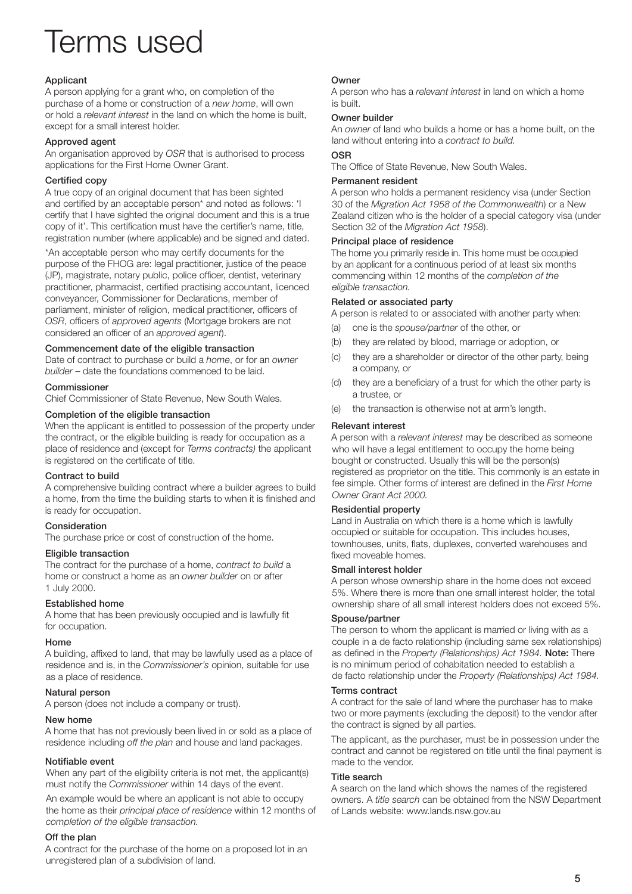# Terms used

### Applicant

A person applying for a grant who, on completion of the purchase of a home or construction of a *new home*, will own or hold a *relevant interest* in the land on which the home is built, except for a small interest holder.

### Approved agent

An organisation approved by *OSR* that is authorised to process applications for the First Home Owner Grant.

### Certified copy

A true copy of an original document that has been sighted and certified by an acceptable person* and noted as follows: 'I certify that I have sighted the original document and this is a true copy of it'. This certification must have the certifier's name, title, registration number (where applicable) and be signed and dated.

*An acceptable person who may certify documents for the purpose of the FHOG are: legal practitioner, justice of the peace (JP), magistrate, notary public, police officer, dentist, veterinary practitioner, pharmacist, certified practising accountant, licenced conveyancer, Commissioner for Declarations, member of parliament, minister of religion, medical practitioner, officers of *OSR*, officers of *approved agents* (Mortgage brokers are not considered an officer of an *approved agent*).

### Commencement date of the eligible transaction

Date of contract to purchase or build a *home*, or for an *owner builder* – date the foundations commenced to be laid.

### Commissioner

Chief Commissioner of State Revenue, New South Wales.

### Completion of the eligible transaction

When the applicant is entitled to possession of the property under the contract, or the eligible building is ready for occupation as a place of residence and (except for *Terms contracts)* the applicant is registered on the certificate of title.

### Contract to build

A comprehensive building contract where a builder agrees to build a home, from the time the building starts to when it is finished and is ready for occupation.

### Consideration

The purchase price or cost of construction of the home.

### Eligible transaction

The contract for the purchase of a home, *contract to build* a home or construct a home as an *owner builder* on or after 1 July 2000.

### Established home

A home that has been previously occupied and is lawfully fit for occupation.

### Home

A building, affixed to land, that may be lawfully used as a place of residence and is, in the *Commissioner's* opinion, suitable for use as a place of residence.

### Natural person

A person (does not include a company or trust).

### New home

A home that has not previously been lived in or sold as a place of residence including *off the plan* and house and land packages.

### Notifiable event

When any part of the eligibility criteria is not met, the applicant(s) must notify the *Commissioner* within 14 days of the event.

An example would be where an applicant is not able to occupy the home as their *principal place of residence* within 12 months of *completion of the eligible transaction.*

### Off the plan

A contract for the purchase of the home on a proposed lot in an unregistered plan of a subdivision of land.

### Owner

A person who has a *relevant interest* in land on which a home is built.

### Owner builder

An *owner* of land who builds a home or has a home built, on the land without entering into a *contract to build.*

### OSR

The Office of State Revenue, New South Wales.

### Permanent resident

A person who holds a permanent residency visa (under Section 30 of the *Migration Act 1958 of the Commonwealth*) or a New Zealand citizen who is the holder of a special category visa (under Section 32 of the *Migration Act 1958*).

### Principal place of residence

The home you primarily reside in. This home must be occupied by an applicant for a continuous period of at least six months commencing within 12 months of the *completion of the eligible transaction.*

### Related or associated party

A person is related to or associated with another party when:

(a) one is the *spouse/partner* of the other, or

(b) they are related by blood, marriage or adoption, or

(c) they are a shareholder or director of the other party, being a company, or

(d) they are a beneficiary of a trust for which the other party is a trustee, or

(e) the transaction is otherwise not at arm's length.

### Relevant interest

A person with a *relevant interest* may be described as someone who will have a legal entitlement to occupy the home being bought or constructed. Usually this will be the person(s) registered as proprietor on the title. This commonly is an estate in fee simple. Other forms of interest are defined in the *First Home Owner Grant Act 2000.*

### Residential property

Land in Australia on which there is a home which is lawfully occupied or suitable for occupation. This includes houses, townhouses, units, flats, duplexes, converted warehouses and fixed moveable homes.

### Small interest holder

A person whose ownership share in the home does not exceed 5%. Where there is more than one small interest holder, the total ownership share of all small interest holders does not exceed 5%.

### Spouse/partner

The person to whom the applicant is married or living with as a couple in a de facto relationship (including same sex relationships) as defined in the *Property (Relationships) Act 1984.* **Note:** There is no minimum period of cohabitation needed to establish a de facto relationship under the *Property (Relationships) Act 1984*.

### Terms contract

A contract for the sale of land where the purchaser has to make two or more payments (excluding the deposit) to the vendor after the contract is signed by all parties.

The applicant, as the purchaser, must be in possession under the contract and cannot be registered on title until the final payment is made to the vendor.

### Title search

A search on the land which shows the names of the registered owners. A *title search* can be obtained from the NSW Department of Lands website: www.lands.nsw.gov.au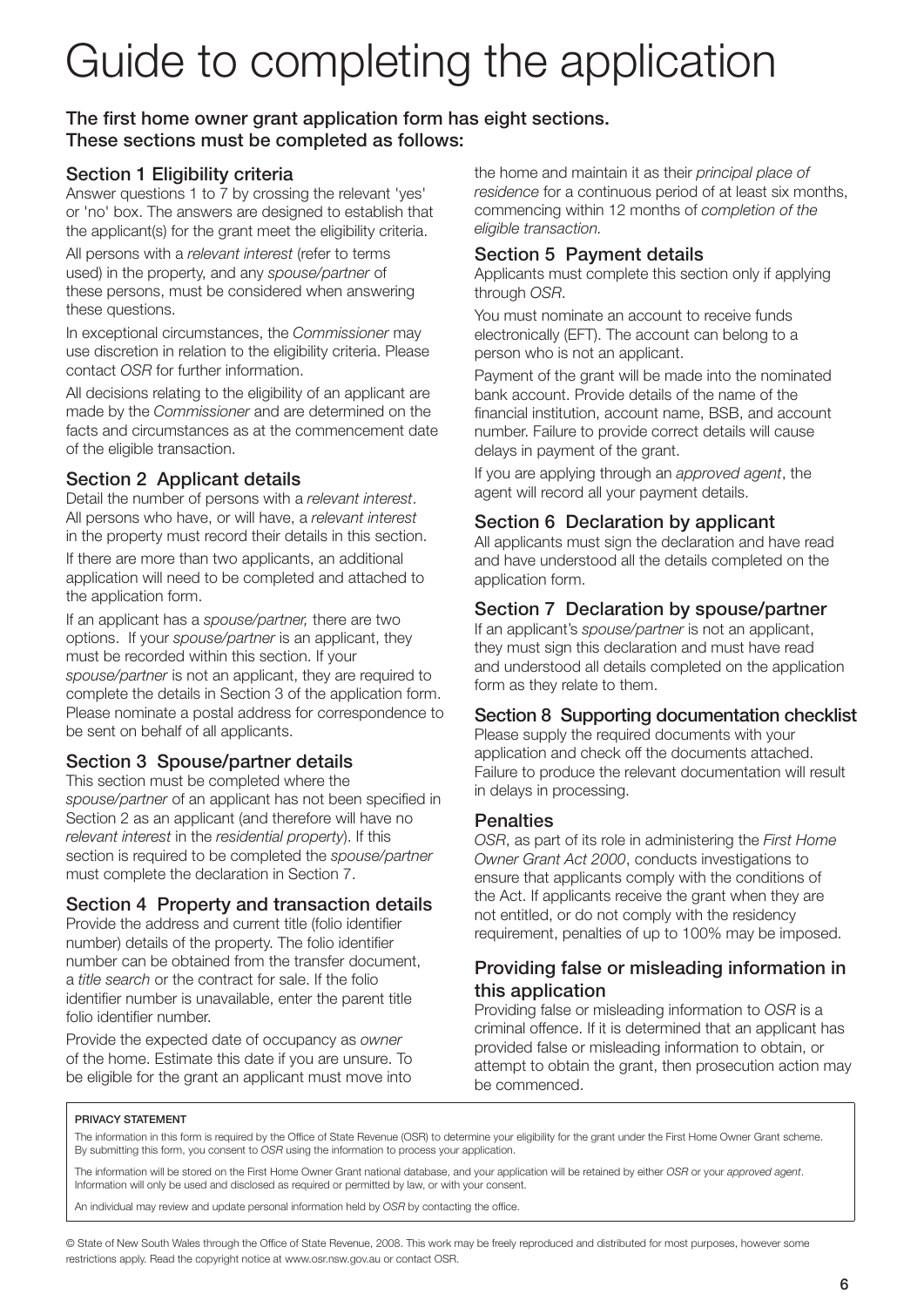# Guide to completing the application

**The first home owner grant application form has eight sections. These sections must be completed as follows:**

## Section 1 Eligibility criteria

Answer questions 1 to 7 by crossing the relevant 'yes' or 'no' box. The answers are designed to establish that the applicant(s) for the grant meet the eligibility criteria.

All persons with a *relevant interest* (refer to terms used) in the property, and any *spouse/partner* of these persons, must be considered when answering these questions.

In exceptional circumstances, the *Commissioner* may use discretion in relation to the eligibility criteria. Please contact *OSR* for further information.

All decisions relating to the eligibility of an applicant are made by the *Commissioner* and are determined on the facts and circumstances as at the commencement date of the eligible transaction.

## Section 2 Applicant details

Detail the number of persons with a *relevant interest*. All persons who have, or will have, a *relevant interest* in the property must record their details in this section.

If there are more than two applicants, an additional application will need to be completed and attached to the application form.

If an applicant has a *spouse/partner,* there are two options. If your *spouse/partner* is an applicant, they must be recorded within this section. If your *spouse/partner* is not an applicant, they are required to complete the details in Section 3 of the application form. Please nominate a postal address for correspondence to be sent on behalf of all applicants.

## Section 3 Spouse/partner details

This section must be completed where the *spouse/partner* of an applicant has not been specified in Section 2 as an applicant (and therefore will have no *relevant interest* in the *residential property*). If this section is required to be completed the *spouse/partner* must complete the declaration in Section 7.

## Section 4 Property and transaction details

Provide the address and current title (folio identifier number) details of the property. The folio identifier number can be obtained from the transfer document, a *title search* or the contract for sale. If the folio identifier number is unavailable, enter the parent title folio identifier number.

Provide the expected date of occupancy as *owner* of the home. Estimate this date if you are unsure. To be eligible for the grant an applicant must move into the home and maintain it as their *principal place of residence* for a continuous period of at least six months, commencing within 12 months of *completion of the eligible transaction.*

## Section 5 Payment details

Applicants must complete this section only if applying through *OSR*.

You must nominate an account to receive funds electronically (EFT). The account can belong to a person who is not an applicant.

Payment of the grant will be made into the nominated bank account. Provide details of the name of the financial institution, account name, BSB, and account number. Failure to provide correct details will cause delays in payment of the grant.

If you are applying through an *approved agent*, the agent will record all your payment details.

## Section 6 Declaration by applicant

All applicants must sign the declaration and have read and have understood all the details completed on the application form.

## Section 7 Declaration by spouse/partner

If an applicant's *spouse/partner* is not an applicant, they must sign this declaration and must have read and understood all details completed on the application form as they relate to them.

## Section 8 Supporting documentation checklist

Please supply the required documents with your application and check off the documents attached. Failure to produce the relevant documentation will result in delays in processing.

## Penalties

*OSR*, as part of its role in administering the *First Home Owner Grant Act 2000*, conducts investigations to ensure that applicants comply with the conditions of the Act. If applicants receive the grant when they are not entitled, or do not comply with the residency requirement, penalties of up to 100% may be imposed.

## Providing false or misleading information in this application

Providing false or misleading information to *OSR* is a criminal offence. If it is determined that an applicant has provided false or misleading information to obtain, or attempt to obtain the grant, then prosecution action may be commenced.

**PRIVACY STATEMENT**

The information in this form is required by the Office of State Revenue (OSR) to determine your eligibility for the grant under the First Home Owner Grant scheme. By submitting this form, you consent to *OSR* using the information to process your application.

The information will be stored on the First Home Owner Grant national database, and your application will be retained by either *OSR* or your *approved agent*. Information will only be used and disclosed as required or permitted by law, or with your consent.

An individual may review and update personal information held by *OSR* by contacting the office.

© State of New South Wales through the Office of State Revenue, 2008. This work may be freely reproduced and distributed for most purposes, however some restrictions apply. Read the copyright notice at www.osr.nsw.gov.au or contact OSR.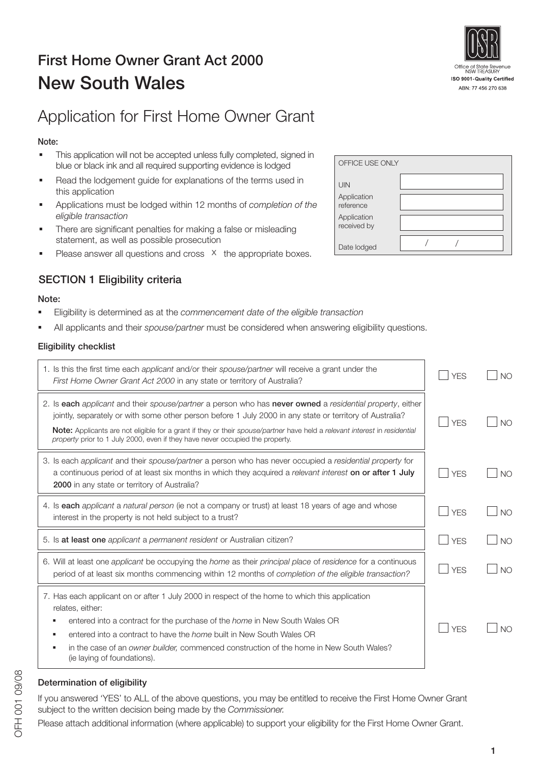# First Home Owner Grant Act 2000

# New South Wales

Office of State Revenue NSW TREASURY
ISO 9001-Quality Certified
ABN: 77 456 270 638

## Application for First Home Owner Grant

**Note:**

- This application will not be accepted unless fully completed, signed in blue or black ink and all required supporting evidence is lodged
- Read the lodgement guide for explanations of the terms used in this application
- Applications must be lodged within 12 months of *completion of the eligible transaction*
- There are significant penalties for making a false or misleading statement, as well as possible prosecution
- Please answer all questions and cross X the appropriate boxes.

| OFFICE USE ONLY | |
|---|---|
| UIN | |
| Application reference | |
| Application received by | |
| Date lodged | / / |

### SECTION 1 Eligibility criteria

**Note:**

- Eligibility is determined as at the *commencement date of the eligible transaction*
- All applicants and their *spouse/partner* must be considered when answering eligibility questions.

**Eligibility checklist**

| Question | | |
|---|---|---|
| 1. Is this the first time each *applicant* and/or their *spouse/partner* will receive a grant under the *First Home Owner Grant Act 2000* in any state or territory of Australia? | ☐ YES | ☐ NO |
| 2. Is **each** *applicant* and their *spouse/partner* a person who has **never owned** a *residential property*, either jointly, separately or with some other person before 1 July 2000 in any state or territory of Australia? **Note:** Applicants are not eligible for a grant if they or their *spouse/partner* have held a *relevant interest* in *residential property* prior to 1 July 2000, even if they have never occupied the property. | ☐ YES | ☐ NO |
| 3. Is each *applicant* and their *spouse/partner* a person who has never occupied a *residential property* for a continuous period of at least six months in which they acquired a *relevant interest* **on or after 1 July 2000** in any state or territory of Australia? | ☐ YES | ☐ NO |
| 4. Is **each** *applicant* a *natural person* (ie not a company or trust) at least 18 years of age and whose interest in the property is not held subject to a trust? | ☐ YES | ☐ NO |
| 5. Is **at least one** *applicant* a *permanent resident* or Australian citizen? | ☐ YES | ☐ NO |
| 6. Will at least one *applicant* be occupying the *home* as their *principal place* of *residence* for a continuous period of at least six months commencing within 12 months of *completion of the eligible transaction?* | ☐ YES | ☐ NO |
| 7. Has each applicant on or after 1 July 2000 in respect of the home to which this application relates, either: • entered into a contract for the purchase of the *home* in New South Wales OR • entered into a contract to have the *home* built in New South Wales OR • in the case of an *owner builder,* commenced construction of the home in New South Wales? (ie laying of foundations). | ☐ YES | ☐ NO |

**Determination of eligibility**

If you answered 'YES' to ALL of the above questions, you may be entitled to receive the First Home Owner Grant subject to the written decision being made by the *Commissioner.*

Please attach additional information (where applicable) to support your eligibility for the First Home Owner Grant.

OFH 001 09/08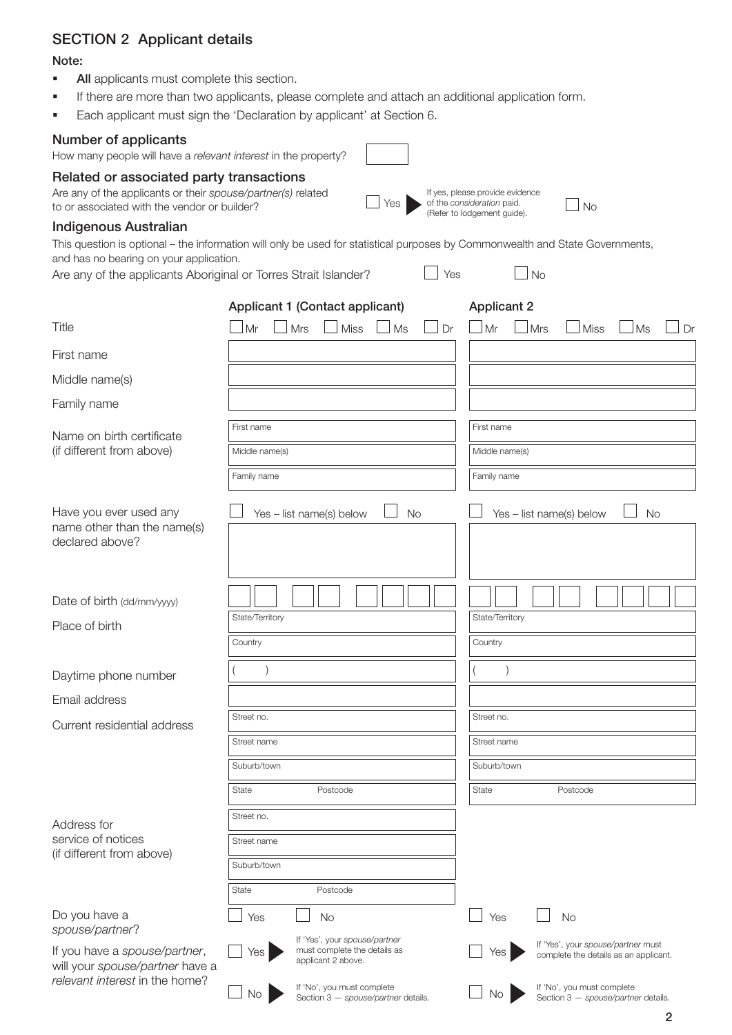## SECTION 2 Applicant details

**Note:**

- **All** applicants must complete this section.
- If there are more than two applicants, please complete and attach an additional application form.
- Each applicant must sign the 'Declaration by applicant' at Section 6.

### Number of applicants

How many people will have a *relevant interest* in the property? ☐

### Related or associated party transactions

Are any of the applicants or their *spouse/partner(s)* related to or associated with the vendor or builder? ☐ Yes ▶ If yes, please provide evidence of the *consideration* paid. (Refer to lodgement guide). ☐ No

### Indigenous Australian

This question is optional – the information will only be used for statistical purposes by Commonwealth and State Governments, and has no bearing on your application.

Are any of the applicants Aboriginal or Torres Strait Islander? ☐ Yes ☐ No

| | Applicant 1 (Contact applicant) | Applicant 2 |
|---|---|---|
| Title | ☐ Mr ☐ Mrs ☐ Miss ☐ Ms ☐ Dr | ☐ Mr ☐ Mrs ☐ Miss ☐ Ms ☐ Dr |
| First name | | |
| Middle name(s) | | |
| Family name | | |
| Name on birth certificate (if different from above) | First name<br>Middle name(s)<br>Family name | First name<br>Middle name(s)<br>Family name |
| Have you ever used any name other than the name(s) declared above? | ☐ Yes – list name(s) below ☐ No | ☐ Yes – list name(s) below ☐ No |
| Date of birth (dd/mm/yyyy) | | |
| Place of birth | State/Territory<br>Country | State/Territory<br>Country |
| Daytime phone number | ( ) | ( ) |
| Email address | | |
| Current residential address | Street no.<br>Street name<br>Suburb/town<br>State Postcode | Street no.<br>Street name<br>Suburb/town<br>State Postcode |
| Address for service of notices (if different from above) | Street no.<br>Street name<br>Suburb/town<br>State Postcode | |
| Do you have a *spouse/partner*? | ☐ Yes ☐ No | ☐ Yes ☐ No |
| If you have a *spouse/partner*, will your *spouse/partner* have a *relevant interest* in the home? | ☐ Yes ▶ If 'Yes', your *spouse/partner* must complete the details as applicant 2 above.<br>☐ No ▶ If 'No', you must complete Section 3 — *spouse/partner* details. | ☐ Yes ▶ If 'Yes', your *spouse/partner* must complete the details as an applicant.<br>☐ No ▶ If 'No', you must complete Section 3 — *spouse/partner* details. |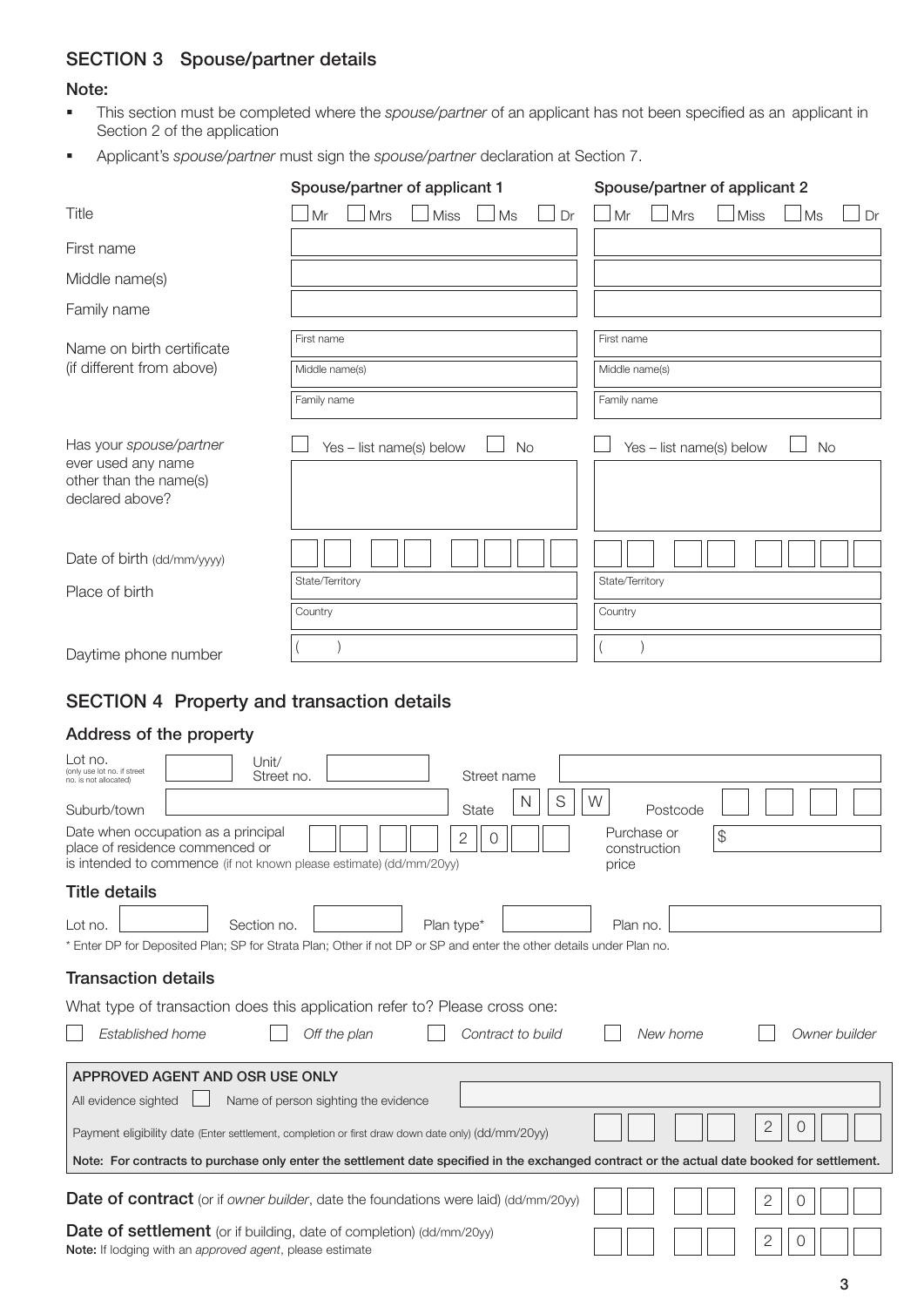## SECTION 3 Spouse/partner details

**Note:**

- This section must be completed where the *spouse/partner* of an applicant has not been specified as an applicant in Section 2 of the application
- Applicant's *spouse/partner* must sign the *spouse/partner* declaration at Section 7.

| | Spouse/partner of applicant 1 | Spouse/partner of applicant 2 |
|---|---|---|
| Title | ☐ Mr ☐ Mrs ☐ Miss ☐ Ms ☐ Dr | ☐ Mr ☐ Mrs ☐ Miss ☐ Ms ☐ Dr |
| First name | | |
| Middle name(s) | | |
| Family name | | |
| Name on birth certificate (if different from above) | First name<br>Middle name(s)<br>Family name | First name<br>Middle name(s)<br>Family name |
| Has your *spouse/partner* ever used any name other than the name(s) declared above? | ☐ Yes – list name(s) below ☐ No | ☐ Yes – list name(s) below ☐ No |
| Date of birth (dd/mm/yyyy) | | |
| Place of birth | State/Territory<br>Country | State/Territory<br>Country |
| Daytime phone number | ( ) | ( ) |

## SECTION 4 Property and transaction details

### Address of the property

Lot no. (only use lot no. if street no. is not allocated) ______ Unit/Street no. ______ Street name ______

Suburb/town ______ State N S W Postcode ______

Date when occupation as a principal place of residence commenced or is intended to commence (if not known please estimate) (dd/mm/20yy) __ __ / __ __ / 2 0 __ __

Purchase or construction price $ ______

### Title details

Lot no. ______ Section no. ______ Plan type* ______ Plan no. ______

\* Enter DP for Deposited Plan; SP for Strata Plan; Other if not DP or SP and enter the other details under Plan no.

### Transaction details

What type of transaction does this application refer to? Please cross one:

☐ *Established home* ☐ *Off the plan* ☐ *Contract to build* ☐ *New home* ☐ *Owner builder*

**APPROVED AGENT AND OSR USE ONLY**

All evidence sighted ☐ Name of person sighting the evidence ______

Payment eligibility date (Enter settlement, completion or first draw down date only) (dd/mm/20yy) __ __ / __ __ / 2 0 __ __

**Note: For contracts to purchase only enter the settlement date specified in the exchanged contract or the actual date booked for settlement.**

**Date of contract** (or if *owner builder*, date the foundations were laid) (dd/mm/20yy) __ __ / __ __ / 2 0 __ __

**Date of settlement** (or if building, date of completion) (dd/mm/20yy) __ __ / __ __ / 2 0 __ __

**Note:** If lodging with an *approved agent*, please estimate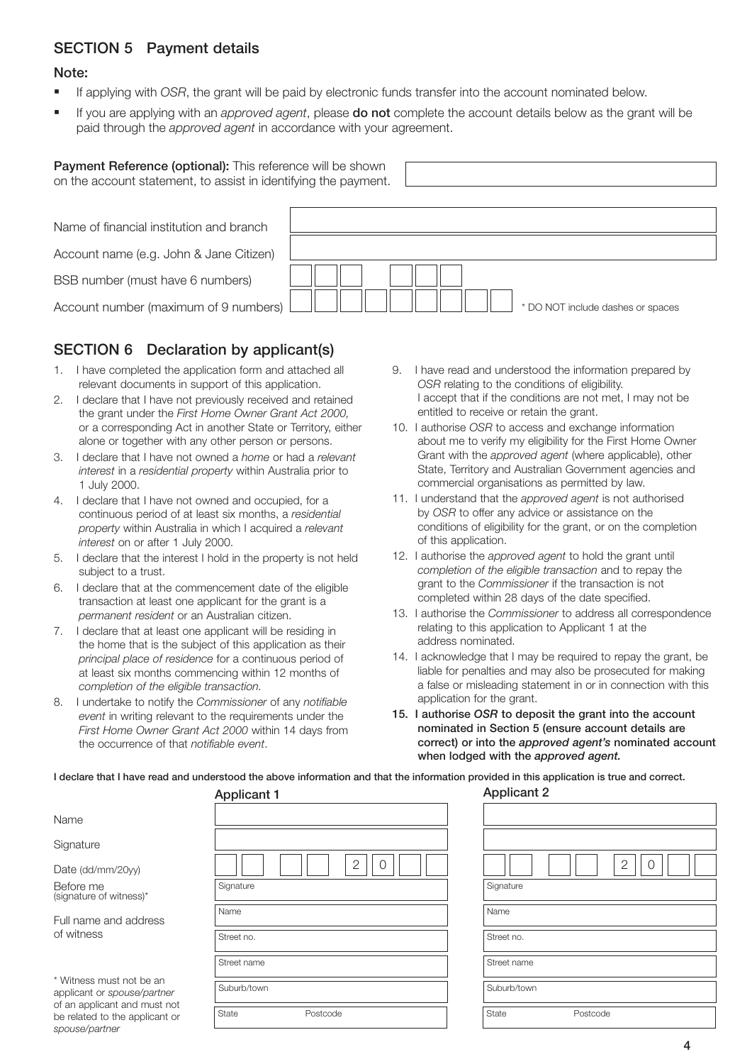## SECTION 5 Payment details

**Note:**

- If applying with *OSR*, the grant will be paid by electronic funds transfer into the account nominated below.
- If you are applying with an *approved agent*, please **do not** complete the account details below as the grant will be paid through the *approved agent* in accordance with your agreement.

**Payment Reference (optional):** This reference will be shown on the account statement, to assist in identifying the payment.

| | |
|---|---|
| Name of financial institution and branch | |
| Account name (e.g. John & Jane Citizen) | |
| BSB number (must have 6 numbers) | |
| Account number (maximum of 9 numbers) | * DO NOT include dashes or spaces |

## SECTION 6 Declaration by applicant(s)

1. I have completed the application form and attached all relevant documents in support of this application.
2. I declare that I have not previously received and retained the grant under the *First Home Owner Grant Act 2000,* or a corresponding Act in another State or Territory, either alone or together with any other person or persons.
3. I declare that I have not owned a *home* or had a *relevant interest* in a *residential property* within Australia prior to 1 July 2000.
4. I declare that I have not owned and occupied, for a continuous period of at least six months, a *residential property* within Australia in which I acquired a *relevant interest* on or after 1 July 2000.
5. I declare that the interest I hold in the property is not held subject to a trust.
6. I declare that at the commencement date of the eligible transaction at least one applicant for the grant is a *permanent resident* or an Australian citizen.
7. I declare that at least one applicant will be residing in the home that is the subject of this application as their *principal place of residence* for a continuous period of at least six months commencing within 12 months of *completion of the eligible transaction.*
8. I undertake to notify the *Commissioner* of any *notifiable event* in writing relevant to the requirements under the *First Home Owner Grant Act 2000* within 14 days from the occurrence of that *notifiable event*.
9. I have read and understood the information prepared by *OSR* relating to the conditions of eligibility. I accept that if the conditions are not met, I may not be entitled to receive or retain the grant.
10. I authorise *OSR* to access and exchange information about me to verify my eligibility for the First Home Owner Grant with the *approved agent* (where applicable), other State, Territory and Australian Government agencies and commercial organisations as permitted by law.
11. I understand that the *approved agent* is not authorised by *OSR* to offer any advice or assistance on the conditions of eligibility for the grant, or on the completion of this application.
12. I authorise the *approved agent* to hold the grant until *completion of the eligible transaction* and to repay the grant to the *Commissioner* if the transaction is not completed within 28 days of the date specified.
13. I authorise the *Commissioner* to address all correspondence relating to this application to Applicant 1 at the address nominated.
14. I acknowledge that I may be required to repay the grant, be liable for penalties and may also be prosecuted for making a false or misleading statement in or in connection with this application for the grant.
15. **I authorise *OSR* to deposit the grant into the account nominated in Section 5 (ensure account details are correct) or into the *approved agent's* nominated account when lodged with the *approved agent.***

**I declare that I have read and understood the above information and that the information provided in this application is true and correct.**

| | Applicant 1 | Applicant 2 |
|---|---|---|
| Name | | |
| Signature | | |
| Date (dd/mm/20yy) | 20 | 20 |
| Before me (signature of witness)* | Signature | Signature |
| Full name and address of witness | Name | Name |
| | Street no. | Street no. |
| | Street name | Street name |
| | Suburb/town | Suburb/town |
| | State Postcode | State Postcode |

\* Witness must not be an applicant or *spouse/partner* of an applicant and must not be related to the applicant or *spouse/partner*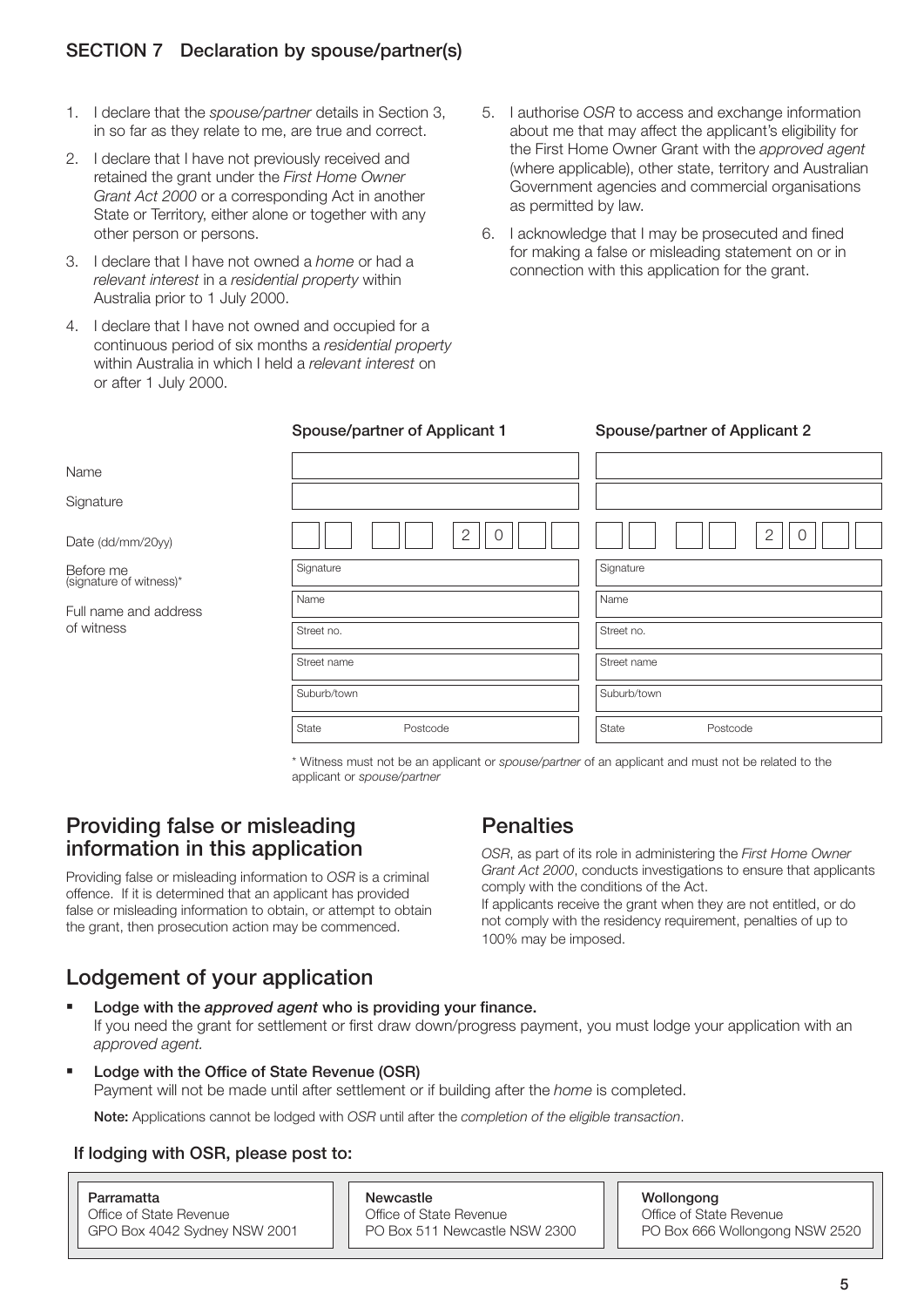## SECTION 7 Declaration by spouse/partner(s)

1. I declare that the *spouse/partner* details in Section 3, in so far as they relate to me, are true and correct.
2. I declare that I have not previously received and retained the grant under the *First Home Owner Grant Act 2000* or a corresponding Act in another State or Territory, either alone or together with any other person or persons.
3. I declare that I have not owned a *home* or had a *relevant interest* in a *residential property* within Australia prior to 1 July 2000.
4. I declare that I have not owned and occupied for a continuous period of six months a *residential property* within Australia in which I held a *relevant interest* on or after 1 July 2000.
5. I authorise *OSR* to access and exchange information about me that may affect the applicant's eligibility for the First Home Owner Grant with the *approved agent* (where applicable), other state, territory and Australian Government agencies and commercial organisations as permitted by law.
6. I acknowledge that I may be prosecuted and fined for making a false or misleading statement on or in connection with this application for the grant.

| | Spouse/partner of Applicant 1 | Spouse/partner of Applicant 2 |
|---|---|---|
| Name | | |
| Signature | | |
| Date (dd/mm/20yy) | _ _ / _ _ / 2 0 _ _ | _ _ / _ _ / 2 0 _ _ |
| Before me (signature of witness)* | Signature | Signature |
| Full name and address of witness | Name | Name |
| | Street no. | Street no. |
| | Street name | Street name |
| | Suburb/town | Suburb/town |
| | State Postcode | State Postcode |

\* Witness must not be an applicant or *spouse/partner* of an applicant and must not be related to the applicant or *spouse/partner*

## Providing false or misleading information in this application

Providing false or misleading information to *OSR* is a criminal offence. If it is determined that an applicant has provided false or misleading information to obtain, or attempt to obtain the grant, then prosecution action may be commenced.

## Penalties

*OSR*, as part of its role in administering the *First Home Owner Grant Act 2000*, conducts investigations to ensure that applicants comply with the conditions of the Act.
If applicants receive the grant when they are not entitled, or do not comply with the residency requirement, penalties of up to 100% may be imposed.

## Lodgement of your application

- **Lodge with the *approved agent* who is providing your finance.**
  If you need the grant for settlement or first draw down/progress payment, you must lodge your application with an *approved agent*.
- **Lodge with the Office of State Revenue (OSR)**
  Payment will not be made until after settlement or if building after the *home* is completed.

  **Note:** Applications cannot be lodged with *OSR* until after the *completion of the eligible transaction*.

### If lodging with OSR, please post to:

| Parramatta | Newcastle | Wollongong |
|---|---|---|
| Office of State Revenue | Office of State Revenue | Office of State Revenue |
| GPO Box 4042 Sydney NSW 2001 | PO Box 511 Newcastle NSW 2300 | PO Box 666 Wollongong NSW 2520 |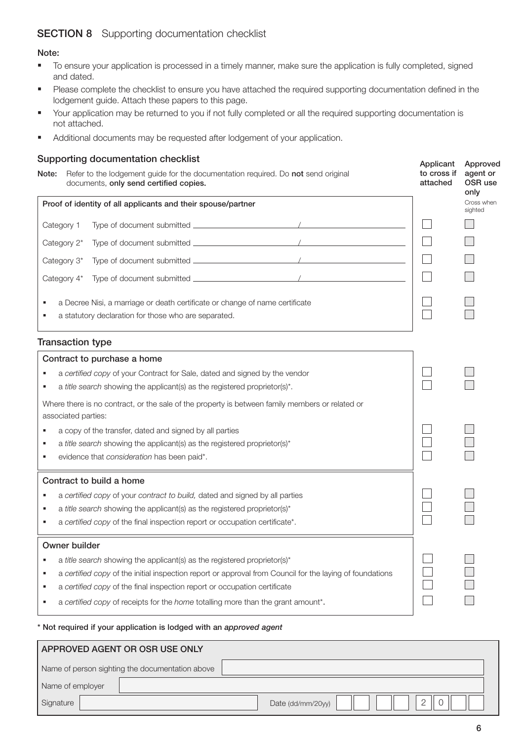## SECTION 8 Supporting documentation checklist

**Note:**

- To ensure your application is processed in a timely manner, make sure the application is fully completed, signed and dated.
- Please complete the checklist to ensure you have attached the required supporting documentation defined in the lodgement guide. Attach these papers to this page.
- Your application may be returned to you if not fully completed or all the required supporting documentation is not attached.
- Additional documents may be requested after lodgement of your application.

### Supporting documentation checklist

**Note:** Refer to the lodgement guide for the documentation required. Do **not** send original documents, **only send certified copies.**

| | Applicant to cross if attached | Approved agent or OSR use only (Cross when sighted) |
|---|---|---|
| **Proof of identity of all applicants and their spouse/partner** | | |
| Category 1 Type of document submitted ______ / ______ | ☐ | ☐ |
| Category 2* Type of document submitted ______ / ______ | ☐ | ☐ |
| Category 3* Type of document submitted ______ / ______ | ☐ | ☐ |
| Category 4* Type of document submitted ______ / ______ | ☐ | ☐ |
| ▪ a Decree Nisi, a marriage or death certificate or change of name certificate | ☐ | ☐ |
| ▪ a statutory declaration for those who are separated. | ☐ | ☐ |

### Transaction type

| | Applicant to cross if attached | Approved agent or OSR use only |
|---|---|---|
| **Contract to purchase a home** | | |
| ▪ a *certified copy* of your Contract for Sale, dated and signed by the vendor | ☐ | ☐ |
| ▪ a *title search* showing the applicant(s) as the registered proprietor(s)*. | ☐ | ☐ |
| Where there is no contract, or the sale of the property is between family members or related or associated parties: | | |
| ▪ a copy of the transfer, dated and signed by all parties | ☐ | ☐ |
| ▪ a *title search* showing the applicant(s) as the registered proprietor(s)* | ☐ | ☐ |
| ▪ evidence that *consideration* has been paid*. | ☐ | ☐ |
| **Contract to build a home** | | |
| ▪ a *certified copy* of your *contract to build,* dated and signed by all parties | ☐ | ☐ |
| ▪ a *title search* showing the applicant(s) as the registered proprietor(s)* | ☐ | ☐ |
| ▪ a *certified copy* of the final inspection report or occupation certificate*. | ☐ | ☐ |
| **Owner builder** | | |
| ▪ a *title search* showing the applicant(s) as the registered proprietor(s)* | ☐ | ☐ |
| ▪ a *certified copy* of the initial inspection report or approval from Council for the laying of foundations | ☐ | ☐ |
| ▪ a *certified copy* of the final inspection report or occupation certificate | ☐ | ☐ |
| ▪ a *certified copy* of receipts for the *home* totalling more than the grant amount*. | ☐ | ☐ |

**\* Not required if your application is lodged with an *approved agent***

| APPROVED AGENT OR OSR USE ONLY | |
|---|---|
| Name of person sighting the documentation above | |
| Name of employer | |
| Signature | Date (dd/mm/20yy) __ __ / __ __ / 2 0 __ __ |